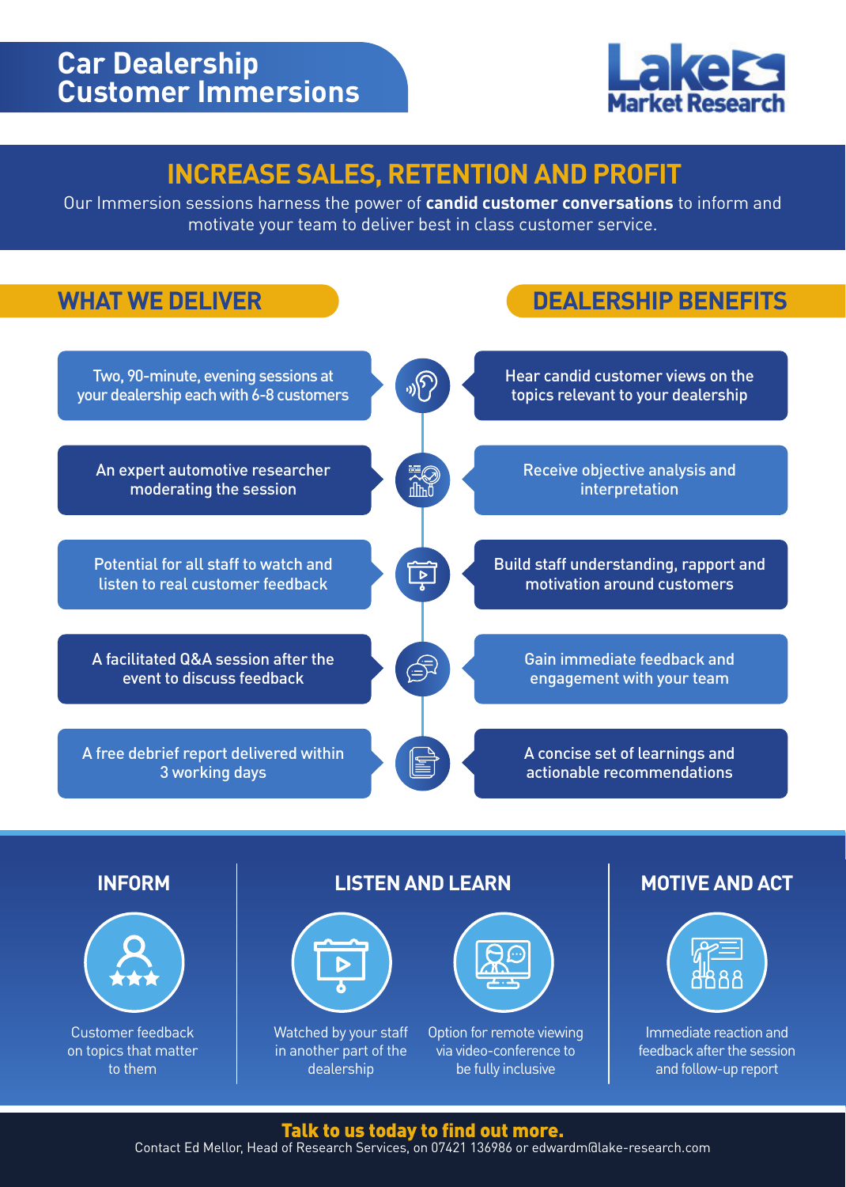# Car Dealership Customer Immersions

Lake Market Research

## INCREASE SALES, RETENTION AND PROFIT

Our Immersion sessions harness the power of **candid customer conversations** to inform and motivate your team to deliver best in class customer service.

| WHAT WE DELIVER | DEALERSHIP BENEFITS |
|---|---|
| Two, 90-minute, evening sessions at your dealership each with 6-8 customers | Hear candid customer views on the topics relevant to your dealership |
| An expert automotive researcher moderating the session | Receive objective analysis and interpretation |
| Potential for all staff to watch and listen to real customer feedback | Build staff understanding, rapport and motivation around customers |
| A facilitated Q&A session after the event to discuss feedback | Gain immediate feedback and engagement with your team |
| A free debrief report delivered within 3 working days | A concise set of learnings and actionable recommendations |

### INFORM

Customer feedback on topics that matter to them

### LISTEN AND LEARN

Watched by your staff in another part of the dealership

Option for remote viewing via video-conference to be fully inclusive

### MOTIVE AND ACT

Immediate reaction and feedback after the session and follow-up report

**Talk to us today to find out more.**

Contact Ed Mellor, Head of Research Services, on 07421 136986 or edwardm@lake-research.com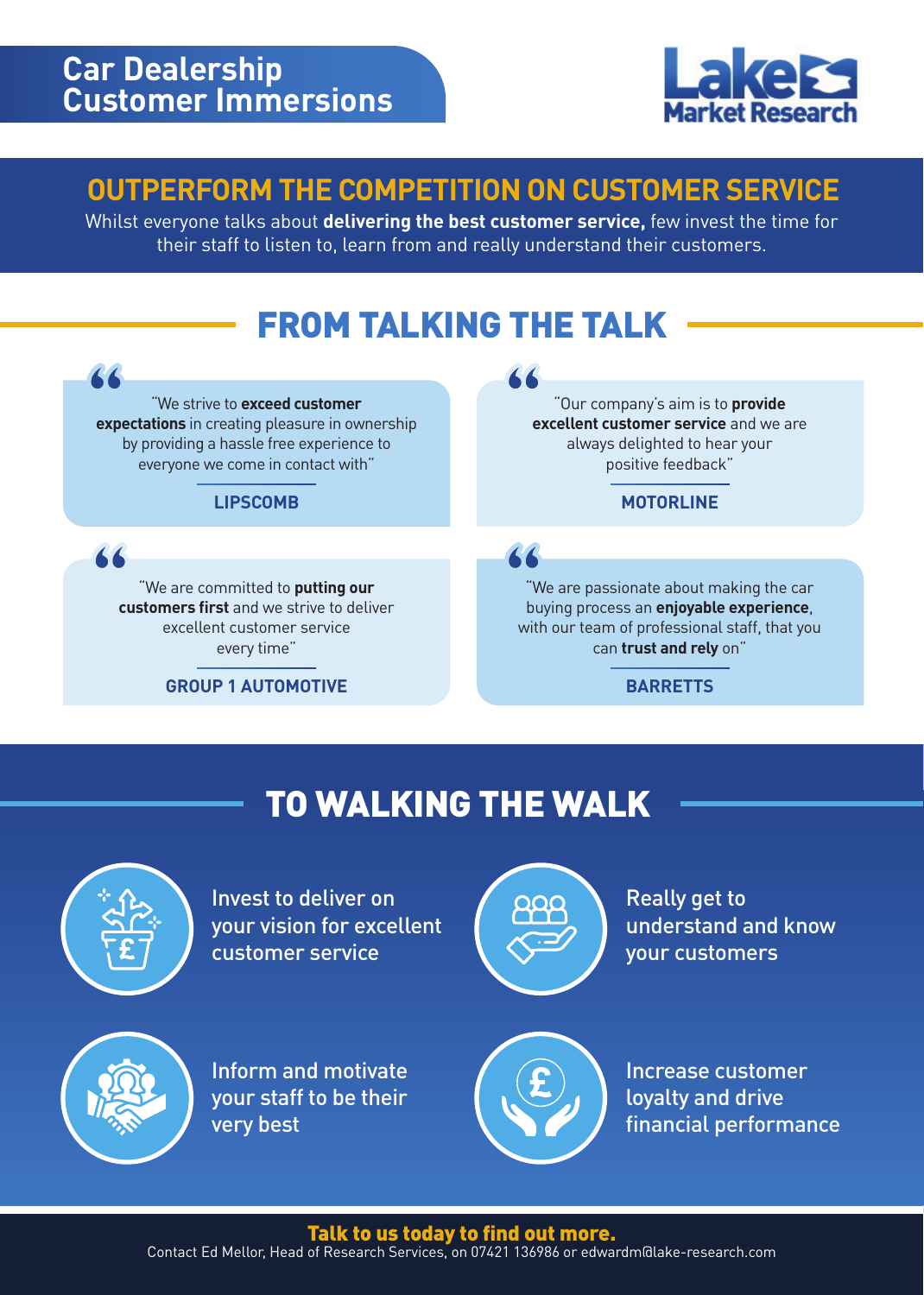# Car Dealership Customer Immersions

Lake Market Research

## OUTPERFORM THE COMPETITION ON CUSTOMER SERVICE

Whilst everyone talks about **delivering the best customer service,** few invest the time for their staff to listen to, learn from and really understand their customers.

## FROM TALKING THE TALK

"We strive to **exceed customer expectations** in creating pleasure in ownership by providing a hassle free experience to everyone we come in contact with"

**LIPSCOMB**

"Our company's aim is to **provide excellent customer service** and we are always delighted to hear your positive feedback"

**MOTORLINE**

"We are committed to **putting our customers first** and we strive to deliver excellent customer service every time"

**GROUP 1 AUTOMOTIVE**

"We are passionate about making the car buying process an **enjoyable experience**, with our team of professional staff, that you can **trust and rely** on"

**BARRETTS**

## TO WALKING THE WALK

- Invest to deliver on your vision for excellent customer service
- Really get to understand and know your customers
- Inform and motivate your staff to be their very best
- Increase customer loyalty and drive financial performance

**Talk to us today to find out more.**

Contact Ed Mellor, Head of Research Services, on 07421 136986 or edwardm@lake-research.com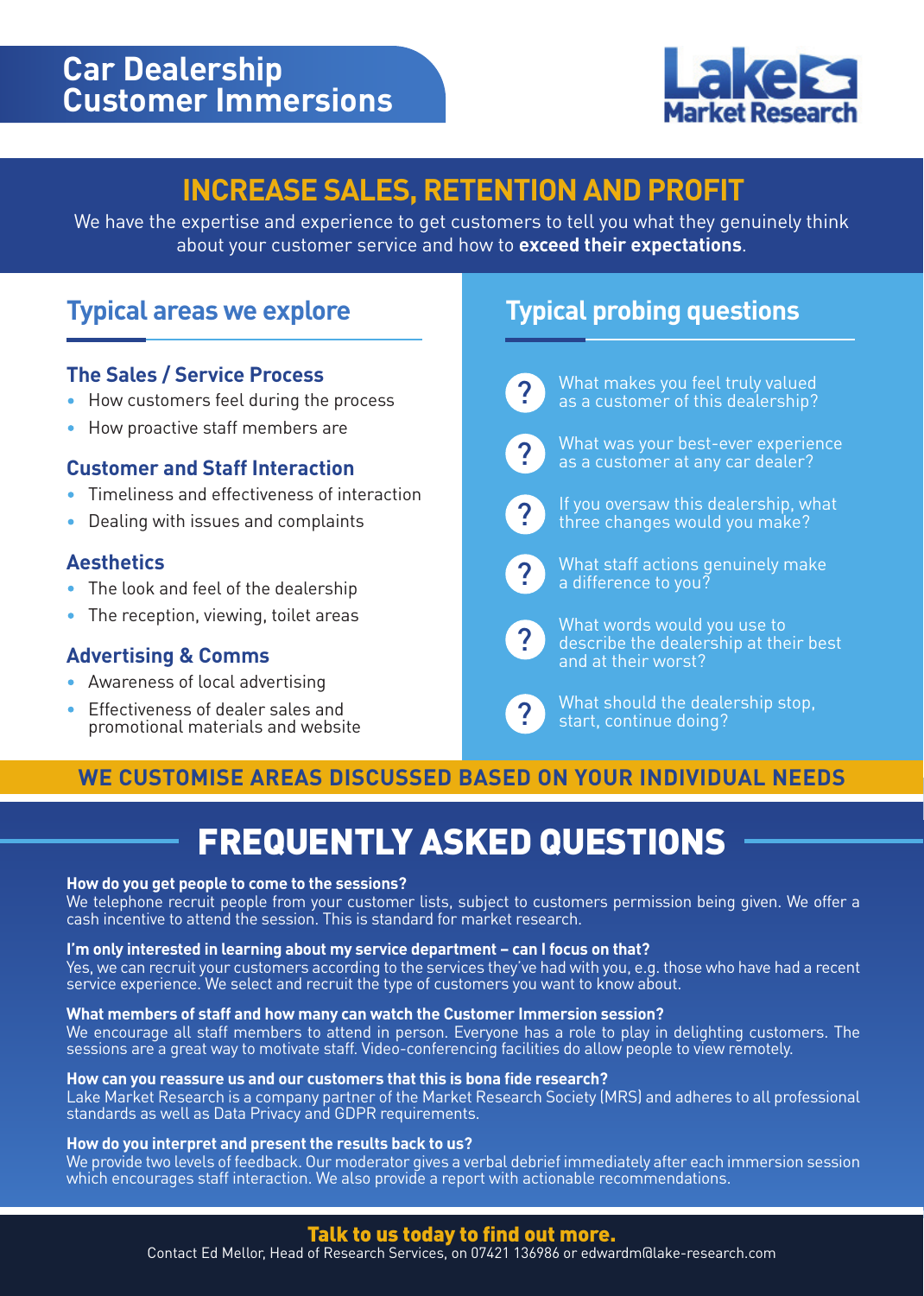# Car Dealership Customer Immersions

Lake Market Research

## INCREASE SALES, RETENTION AND PROFIT

We have the expertise and experience to get customers to tell you what they genuinely think about your customer service and how to **exceed their expectations**.

## Typical areas we explore

### The Sales / Service Process

- How customers feel during the process
- How proactive staff members are

### Customer and Staff Interaction

- Timeliness and effectiveness of interaction
- Dealing with issues and complaints

### Aesthetics

- The look and feel of the dealership
- The reception, viewing, toilet areas

### Advertising & Comms

- Awareness of local advertising
- Effectiveness of dealer sales and promotional materials and website

## Typical probing questions

- What makes you feel truly valued as a customer of this dealership?
- What was your best-ever experience as a customer at any car dealer?
- If you oversaw this dealership, what three changes would you make?
- What staff actions genuinely make a difference to you?
- What words would you use to describe the dealership at their best and at their worst?
- What should the dealership stop, start, continue doing?

**WE CUSTOMISE AREAS DISCUSSED BASED ON YOUR INDIVIDUAL NEEDS**

## FREQUENTLY ASKED QUESTIONS

**How do you get people to come to the sessions?**
We telephone recruit people from your customer lists, subject to customers permission being given. We offer a cash incentive to attend the session. This is standard for market research.

**I'm only interested in learning about my service department – can I focus on that?**
Yes, we can recruit your customers according to the services they've had with you, e.g. those who have had a recent service experience. We select and recruit the type of customers you want to know about.

**What members of staff and how many can watch the Customer Immersion session?**
We encourage all staff members to attend in person. Everyone has a role to play in delighting customers. The sessions are a great way to motivate staff. Video-conferencing facilities do allow people to view remotely.

**How can you reassure us and our customers that this is bona fide research?**
Lake Market Research is a company partner of the Market Research Society (MRS) and adheres to all professional standards as well as Data Privacy and GDPR requirements.

**How do you interpret and present the results back to us?**
We provide two levels of feedback. Our moderator gives a verbal debrief immediately after each immersion session which encourages staff interaction. We also provide a report with actionable recommendations.

**Talk to us today to find out more.**
Contact Ed Mellor, Head of Research Services, on 07421 136986 or edwardm@lake-research.com